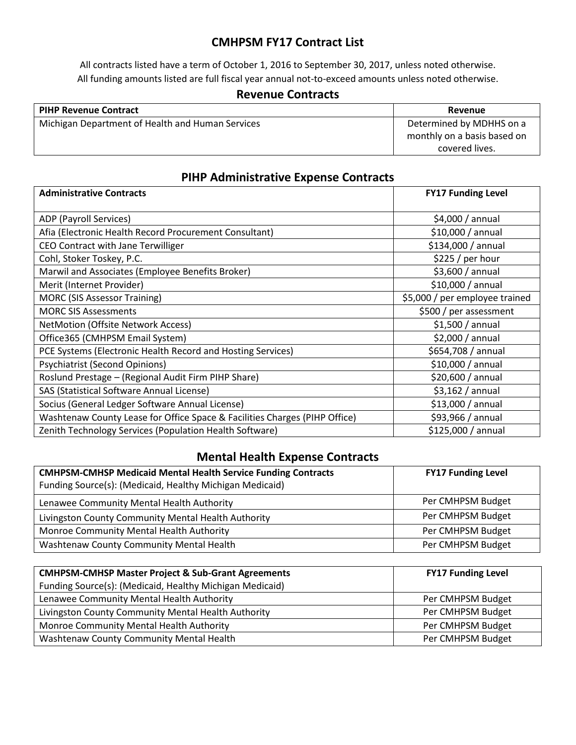# CMHPSM FY17 Contract List

All contracts listed have a term of October 1, 2016 to September 30, 2017, unless noted otherwise.
All funding amounts listed are full fiscal year annual not-to-exceed amounts unless noted otherwise.

## Revenue Contracts

| PIHP Revenue Contract | Revenue |
|---|---|
| Michigan Department of Health and Human Services | Determined by MDHHS on a monthly on a basis based on covered lives. |

## PIHP Administrative Expense Contracts

| Administrative Contracts | FY17 Funding Level |
|---|---|
| ADP (Payroll Services) | $4,000 / annual |
| Afia (Electronic Health Record Procurement Consultant) | $10,000 / annual |
| CEO Contract with Jane Terwilliger | $134,000 / annual |
| Cohl, Stoker Toskey, P.C. | $225 / per hour |
| Marwil and Associates (Employee Benefits Broker) | $3,600 / annual |
| Merit (Internet Provider) | $10,000 / annual |
| MORC (SIS Assessor Training) | $5,000 / per employee trained |
| MORC SIS Assessments | $500 / per assessment |
| NetMotion (Offsite Network Access) | $1,500 / annual |
| Office365 (CMHPSM Email System) | $2,000 / annual |
| PCE Systems (Electronic Health Record and Hosting Services) | $654,708 / annual |
| Psychiatrist (Second Opinions) | $10,000 / annual |
| Roslund Prestage – (Regional Audit Firm PIHP Share) | $20,600 / annual |
| SAS (Statistical Software Annual License) | $3,162 / annual |
| Socius (General Ledger Software Annual License) | $13,000 / annual |
| Washtenaw County Lease for Office Space & Facilities Charges (PIHP Office) | $93,966 / annual |
| Zenith Technology Services (Population Health Software) | $125,000 / annual |

## Mental Health Expense Contracts

| **CMHPSM-CMHSP Medicaid Mental Health Service Funding Contracts**<br>Funding Source(s): (Medicaid, Healthy Michigan Medicaid) | FY17 Funding Level |
|---|---|
| Lenawee Community Mental Health Authority | Per CMHPSM Budget |
| Livingston County Community Mental Health Authority | Per CMHPSM Budget |
| Monroe Community Mental Health Authority | Per CMHPSM Budget |
| Washtenaw County Community Mental Health | Per CMHPSM Budget |

| **CMHPSM-CMHSP Master Project & Sub-Grant Agreements**<br>Funding Source(s): (Medicaid, Healthy Michigan Medicaid) | FY17 Funding Level |
|---|---|
| Lenawee Community Mental Health Authority | Per CMHPSM Budget |
| Livingston County Community Mental Health Authority | Per CMHPSM Budget |
| Monroe Community Mental Health Authority | Per CMHPSM Budget |
| Washtenaw County Community Mental Health | Per CMHPSM Budget |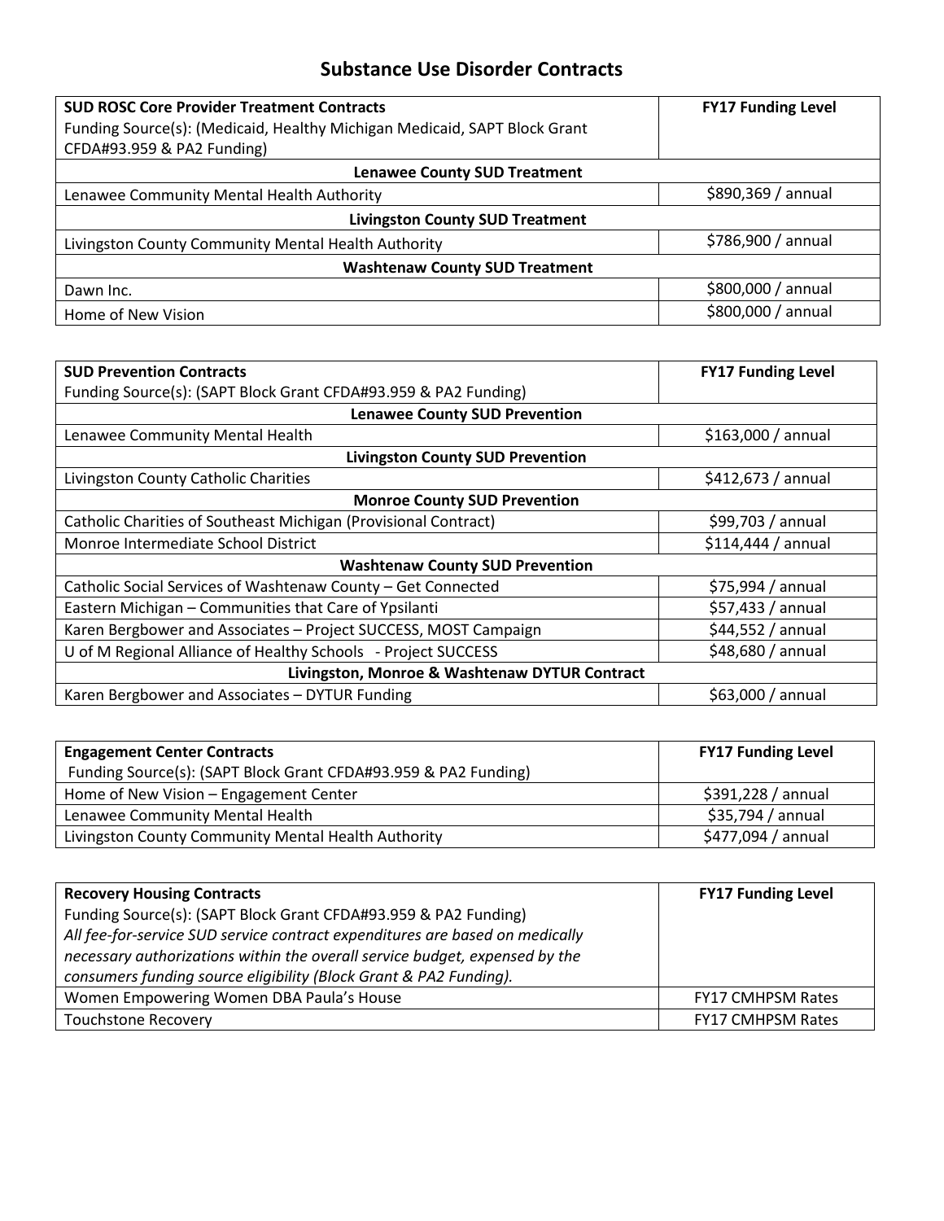# Substance Use Disorder Contracts

| **SUD ROSC Core Provider Treatment Contracts**<br>Funding Source(s): (Medicaid, Healthy Michigan Medicaid, SAPT Block Grant CFDA#93.959 & PA2 Funding) | **FY17 Funding Level** |
|---|---|
| **Lenawee County SUD Treatment** | |
| Lenawee Community Mental Health Authority | $890,369 / annual |
| **Livingston County SUD Treatment** | |
| Livingston County Community Mental Health Authority | $786,900 / annual |
| **Washtenaw County SUD Treatment** | |
| Dawn Inc. | $800,000 / annual |
| Home of New Vision | $800,000 / annual |

| **SUD Prevention Contracts**<br>Funding Source(s): (SAPT Block Grant CFDA#93.959 & PA2 Funding) | **FY17 Funding Level** |
|---|---|
| **Lenawee County SUD Prevention** | |
| Lenawee Community Mental Health | $163,000 / annual |
| **Livingston County SUD Prevention** | |
| Livingston County Catholic Charities | $412,673 / annual |
| **Monroe County SUD Prevention** | |
| Catholic Charities of Southeast Michigan (Provisional Contract) | $99,703 / annual |
| Monroe Intermediate School District | $114,444 / annual |
| **Washtenaw County SUD Prevention** | |
| Catholic Social Services of Washtenaw County – Get Connected | $75,994 / annual |
| Eastern Michigan – Communities that Care of Ypsilanti | $57,433 / annual |
| Karen Bergbower and Associates – Project SUCCESS, MOST Campaign | $44,552 / annual |
| U of M Regional Alliance of Healthy Schools - Project SUCCESS | $48,680 / annual |
| **Livingston, Monroe & Washtenaw DYTUR Contract** | |
| Karen Bergbower and Associates – DYTUR Funding | $63,000 / annual |

| **Engagement Center Contracts**<br>Funding Source(s): (SAPT Block Grant CFDA#93.959 & PA2 Funding) | **FY17 Funding Level** |
|---|---|
| Home of New Vision – Engagement Center | $391,228 / annual |
| Lenawee Community Mental Health | $35,794 / annual |
| Livingston County Community Mental Health Authority | $477,094 / annual |

| **Recovery Housing Contracts**<br>Funding Source(s): (SAPT Block Grant CFDA#93.959 & PA2 Funding)<br>*All fee-for-service SUD service contract expenditures are based on medically necessary authorizations within the overall service budget, expensed by the consumers funding source eligibility (Block Grant & PA2 Funding).* | **FY17 Funding Level** |
|---|---|
| Women Empowering Women DBA Paula's House | FY17 CMHPSM Rates |
| Touchstone Recovery | FY17 CMHPSM Rates |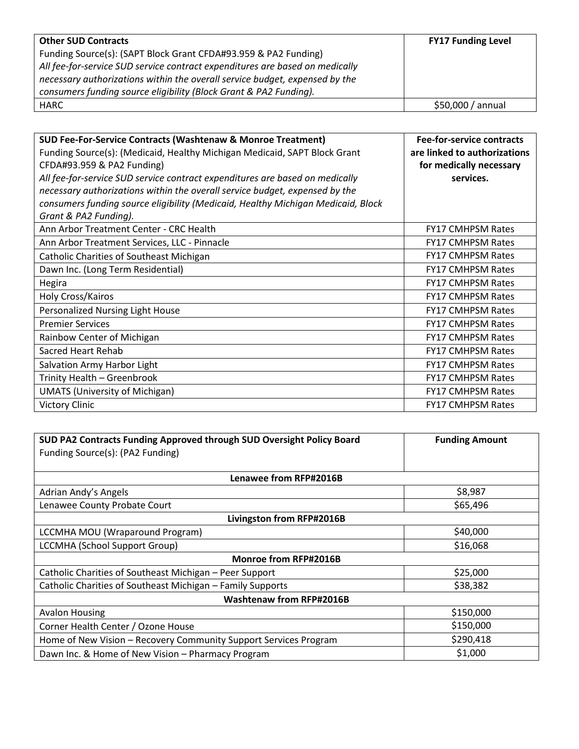| **Other SUD Contracts**<br>Funding Source(s): (SAPT Block Grant CFDA#93.959 & PA2 Funding)<br>*All fee-for-service SUD service contract expenditures are based on medically necessary authorizations within the overall service budget, expensed by the consumers funding source eligibility (Block Grant & PA2 Funding).* | **FY17 Funding Level** |
|---|---|
| HARC | $50,000 / annual |

| **SUD Fee-For-Service Contracts (Washtenaw & Monroe Treatment)**<br>Funding Source(s): (Medicaid, Healthy Michigan Medicaid, SAPT Block Grant CFDA#93.959 & PA2 Funding)<br>*All fee-for-service SUD service contract expenditures are based on medically necessary authorizations within the overall service budget, expensed by the consumers funding source eligibility (Medicaid, Healthy Michigan Medicaid, Block Grant & PA2 Funding).* | **Fee-for-service contracts are linked to authorizations for medically necessary services.** |
|---|---|
| Ann Arbor Treatment Center - CRC Health | FY17 CMHPSM Rates |
| Ann Arbor Treatment Services, LLC - Pinnacle | FY17 CMHPSM Rates |
| Catholic Charities of Southeast Michigan | FY17 CMHPSM Rates |
| Dawn Inc. (Long Term Residential) | FY17 CMHPSM Rates |
| Hegira | FY17 CMHPSM Rates |
| Holy Cross/Kairos | FY17 CMHPSM Rates |
| Personalized Nursing Light House | FY17 CMHPSM Rates |
| Premier Services | FY17 CMHPSM Rates |
| Rainbow Center of Michigan | FY17 CMHPSM Rates |
| Sacred Heart Rehab | FY17 CMHPSM Rates |
| Salvation Army Harbor Light | FY17 CMHPSM Rates |
| Trinity Health – Greenbrook | FY17 CMHPSM Rates |
| UMATS (University of Michigan) | FY17 CMHPSM Rates |
| Victory Clinic | FY17 CMHPSM Rates |

| **SUD PA2 Contracts Funding Approved through SUD Oversight Policy Board**<br>Funding Source(s): (PA2 Funding) | **Funding Amount** |
|---|---|
| **Lenawee from RFP#2016B** | |
| Adrian Andy's Angels | $8,987 |
| Lenawee County Probate Court | $65,496 |
| **Livingston from RFP#2016B** | |
| LCCMHA MOU (Wraparound Program) | $40,000 |
| LCCMHA (School Support Group) | $16,068 |
| **Monroe from RFP#2016B** | |
| Catholic Charities of Southeast Michigan – Peer Support | $25,000 |
| Catholic Charities of Southeast Michigan – Family Supports | $38,382 |
| **Washtenaw from RFP#2016B** | |
| Avalon Housing | $150,000 |
| Corner Health Center / Ozone House | $150,000 |
| Home of New Vision – Recovery Community Support Services Program | $290,418 |
| Dawn Inc. & Home of New Vision – Pharmacy Program | $1,000 |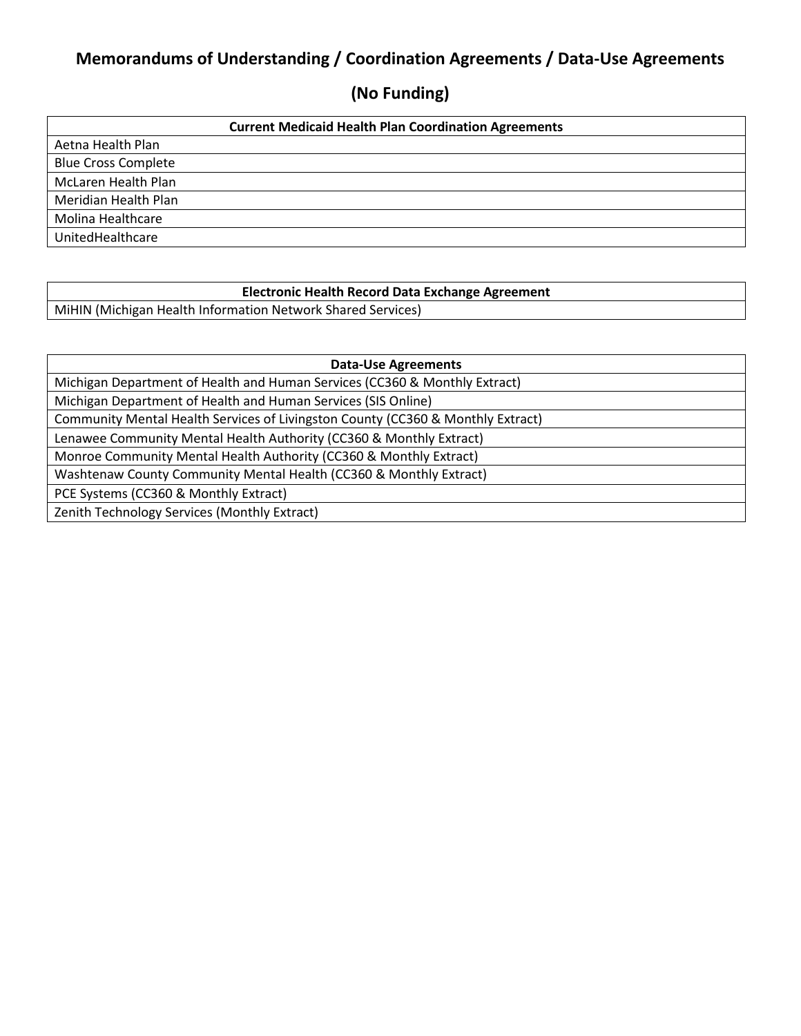# Memorandums of Understanding / Coordination Agreements / Data-Use Agreements

## (No Funding)

| Current Medicaid Health Plan Coordination Agreements |
| --- |
| Aetna Health Plan |
| Blue Cross Complete |
| McLaren Health Plan |
| Meridian Health Plan |
| Molina Healthcare |
| UnitedHealthcare |

| Electronic Health Record Data Exchange Agreement |
| --- |
| MiHIN (Michigan Health Information Network Shared Services) |

| Data-Use Agreements |
| --- |
| Michigan Department of Health and Human Services (CC360 & Monthly Extract) |
| Michigan Department of Health and Human Services (SIS Online) |
| Community Mental Health Services of Livingston County (CC360 & Monthly Extract) |
| Lenawee Community Mental Health Authority (CC360 & Monthly Extract) |
| Monroe Community Mental Health Authority (CC360 & Monthly Extract) |
| Washtenaw County Community Mental Health (CC360 & Monthly Extract) |
| PCE Systems (CC360 & Monthly Extract) |
| Zenith Technology Services (Monthly Extract) |